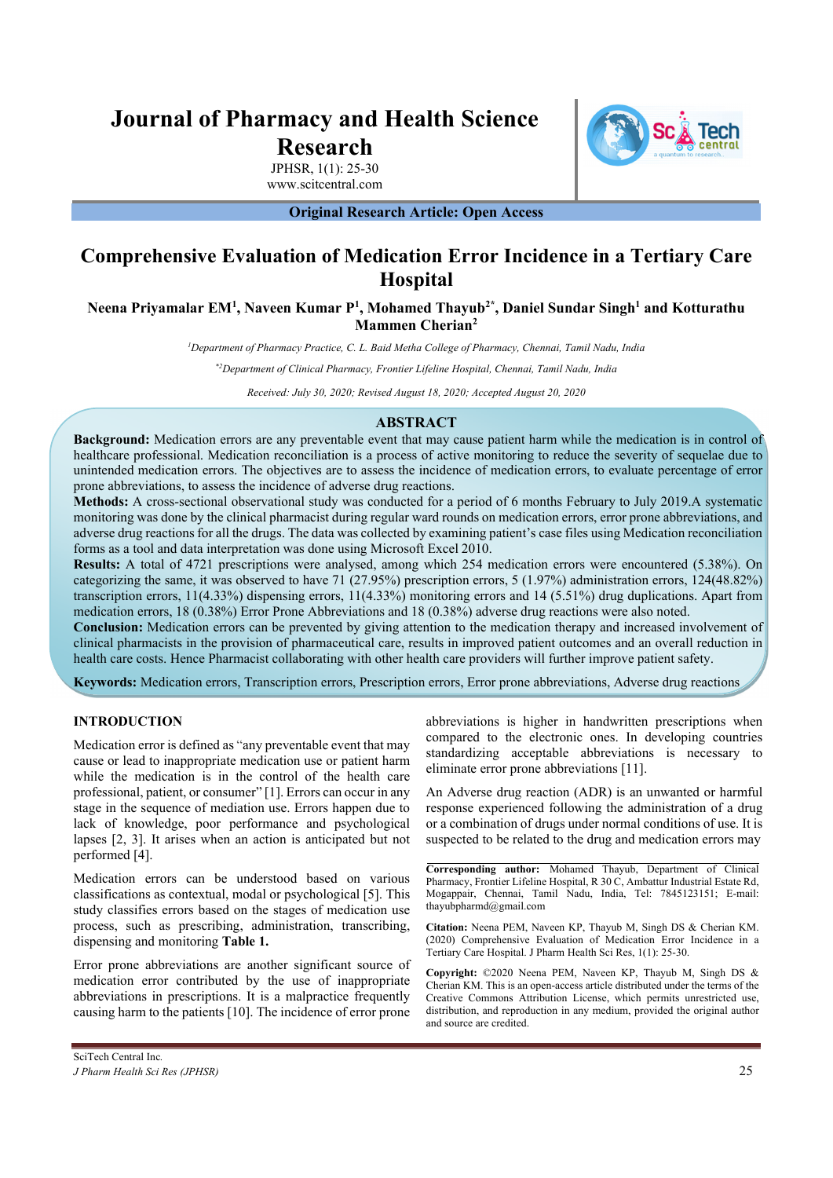# Journal of Pharmacy and Health Science Research

JPHSR, 1(1): 25-30

www.scitcentral.com

**Original Research Article: Open Access**

# Comprehensive Evaluation of Medication Error Incidence in a Tertiary Care Hospital

**Neena Priyamalar EM[1], Naveen Kumar P[1], Mohamed Thayub[2*], Daniel Sundar Singh[1] and Kotturathu Mammen Cherian[2]**

*[1]Department of Pharmacy Practice, C. L. Baid Metha College of Pharmacy, Chennai, Tamil Nadu, India*

*[*2]Department of Clinical Pharmacy, Frontier Lifeline Hospital, Chennai, Tamil Nadu, India*

*Received: July 30, 2020; Revised August 18, 2020; Accepted August 20, 2020*

## ABSTRACT

**Background:** Medication errors are any preventable event that may cause patient harm while the medication is in control of healthcare professional. Medication reconciliation is a process of active monitoring to reduce the severity of sequelae due to unintended medication errors. The objectives are to assess the incidence of medication errors, to evaluate percentage of error prone abbreviations, to assess the incidence of adverse drug reactions.

**Methods:** A cross-sectional observational study was conducted for a period of 6 months February to July 2019.A systematic monitoring was done by the clinical pharmacist during regular ward rounds on medication errors, error prone abbreviations, and adverse drug reactions for all the drugs. The data was collected by examining patient's case files using Medication reconciliation forms as a tool and data interpretation was done using Microsoft Excel 2010.

**Results:** A total of 4721 prescriptions were analysed, among which 254 medication errors were encountered (5.38%). On categorizing the same, it was observed to have 71 (27.95%) prescription errors, 5 (1.97%) administration errors, 124(48.82%) transcription errors, 11(4.33%) dispensing errors, 11(4.33%) monitoring errors and 14 (5.51%) drug duplications. Apart from medication errors, 18 (0.38%) Error Prone Abbreviations and 18 (0.38%) adverse drug reactions were also noted.

**Conclusion:** Medication errors can be prevented by giving attention to the medication therapy and increased involvement of clinical pharmacists in the provision of pharmaceutical care, results in improved patient outcomes and an overall reduction in health care costs. Hence Pharmacist collaborating with other health care providers will further improve patient safety.

**Keywords:** Medication errors, Transcription errors, Prescription errors, Error prone abbreviations, Adverse drug reactions

## INTRODUCTION

Medication error is defined as "any preventable event that may cause or lead to inappropriate medication use or patient harm while the medication is in the control of the health care professional, patient, or consumer" [1]. Errors can occur in any stage in the sequence of mediation use. Errors happen due to lack of knowledge, poor performance and psychological lapses [2, 3]. It arises when an action is anticipated but not performed [4].

Medication errors can be understood based on various classifications as contextual, modal or psychological [5]. This study classifies errors based on the stages of medication use process, such as prescribing, administration, transcribing, dispensing and monitoring **Table 1.**

Error prone abbreviations are another significant source of medication error contributed by the use of inappropriate abbreviations in prescriptions. It is a malpractice frequently causing harm to the patients [10]. The incidence of error prone abbreviations is higher in handwritten prescriptions when compared to the electronic ones. In developing countries standardizing acceptable abbreviations is necessary to eliminate error prone abbreviations [11].

An Adverse drug reaction (ADR) is an unwanted or harmful response experienced following the administration of a drug or a combination of drugs under normal conditions of use. It is suspected to be related to the drug and medication errors may

**Corresponding author:** Mohamed Thayub, Department of Clinical Pharmacy, Frontier Lifeline Hospital, R 30 C, Ambattur Industrial Estate Rd, Mogappair, Chennai, Tamil Nadu, India, Tel: 7845123151; E-mail: thayubpharmd@gmail.com

**Citation:** Neena PEM, Naveen KP, Thayub M, Singh DS & Cherian KM. (2020) Comprehensive Evaluation of Medication Error Incidence in a Tertiary Care Hospital. J Pharm Health Sci Res, 1(1): 25-30.

**Copyright:** ©2020 Neena PEM, Naveen KP, Thayub M, Singh DS & Cherian KM. This is an open-access article distributed under the terms of the Creative Commons Attribution License, which permits unrestricted use, distribution, and reproduction in any medium, provided the original author and source are credited.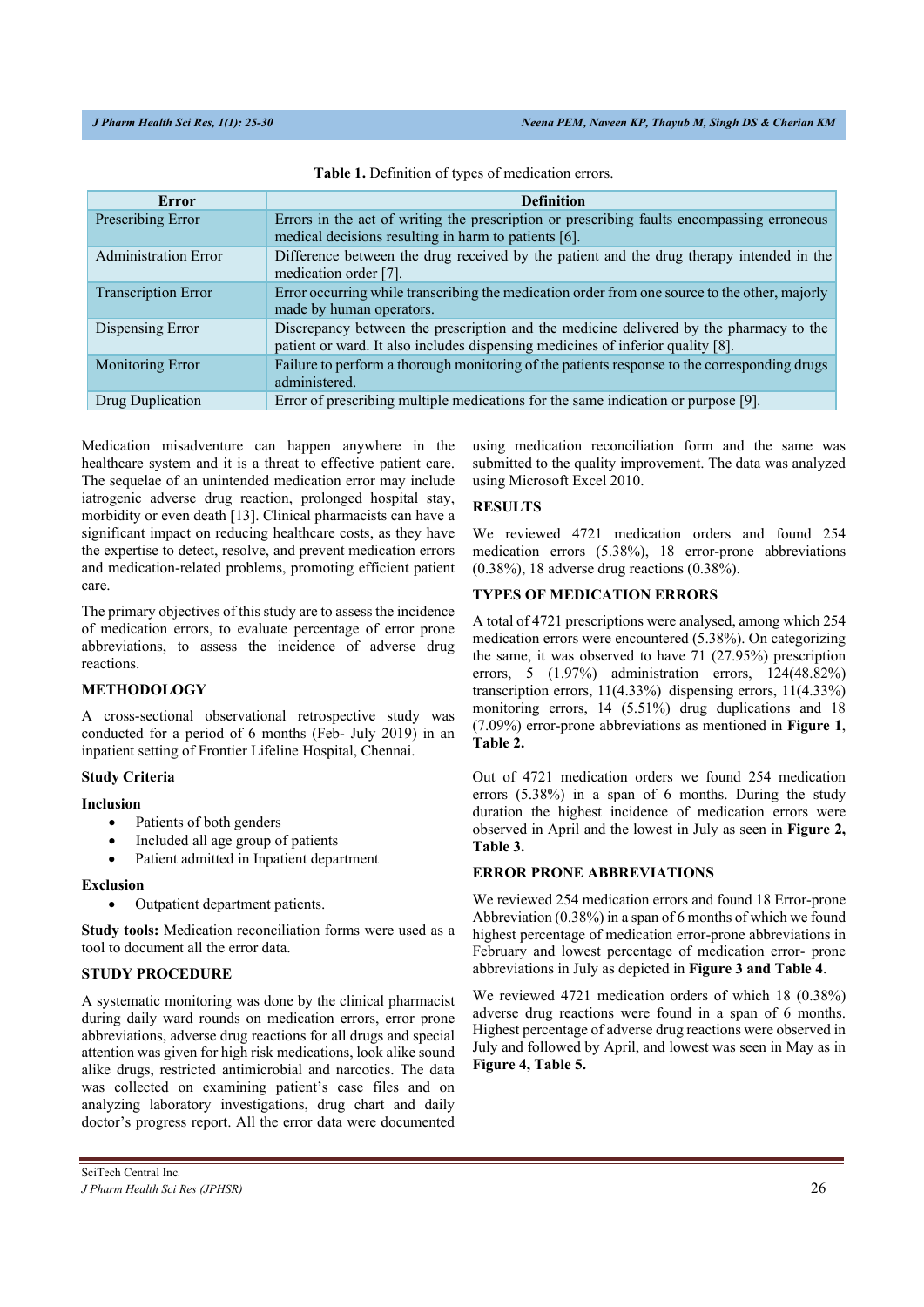**Table 1.** Definition of types of medication errors.

| Error | Definition |
|---|---|
| Prescribing Error | Errors in the act of writing the prescription or prescribing faults encompassing erroneous medical decisions resulting in harm to patients [6]. |
| Administration Error | Difference between the drug received by the patient and the drug therapy intended in the medication order [7]. |
| Transcription Error | Error occurring while transcribing the medication order from one source to the other, majorly made by human operators. |
| Dispensing Error | Discrepancy between the prescription and the medicine delivered by the pharmacy to the patient or ward. It also includes dispensing medicines of inferior quality [8]. |
| Monitoring Error | Failure to perform a thorough monitoring of the patients response to the corresponding drugs administered. |
| Drug Duplication | Error of prescribing multiple medications for the same indication or purpose [9]. |

Medication misadventure can happen anywhere in the healthcare system and it is a threat to effective patient care. The sequelae of an unintended medication error may include iatrogenic adverse drug reaction, prolonged hospital stay, morbidity or even death [13]. Clinical pharmacists can have a significant impact on reducing healthcare costs, as they have the expertise to detect, resolve, and prevent medication errors and medication-related problems, promoting efficient patient care.

The primary objectives of this study are to assess the incidence of medication errors, to evaluate percentage of error prone abbreviations, to assess the incidence of adverse drug reactions.

## METHODOLOGY

A cross-sectional observational retrospective study was conducted for a period of 6 months (Feb- July 2019) in an inpatient setting of Frontier Lifeline Hospital, Chennai.

### Study Criteria

**Inclusion**

- Patients of both genders
- Included all age group of patients
- Patient admitted in Inpatient department

**Exclusion**

- Outpatient department patients.

**Study tools:** Medication reconciliation forms were used as a tool to document all the error data.

## STUDY PROCEDURE

A systematic monitoring was done by the clinical pharmacist during daily ward rounds on medication errors, error prone abbreviations, adverse drug reactions for all drugs and special attention was given for high risk medications, look alike sound alike drugs, restricted antimicrobial and narcotics. The data was collected on examining patient's case files and on analyzing laboratory investigations, drug chart and daily doctor's progress report. All the error data were documented using medication reconciliation form and the same was submitted to the quality improvement. The data was analyzed using Microsoft Excel 2010.

## RESULTS

We reviewed 4721 medication orders and found 254 medication errors (5.38%), 18 error-prone abbreviations (0.38%), 18 adverse drug reactions (0.38%).

## TYPES OF MEDICATION ERRORS

A total of 4721 prescriptions were analysed, among which 254 medication errors were encountered (5.38%). On categorizing the same, it was observed to have 71 (27.95%) prescription errors, 5 (1.97%) administration errors, 124(48.82%) transcription errors, 11(4.33%) dispensing errors, 11(4.33%) monitoring errors, 14 (5.51%) drug duplications and 18 (7.09%) error-prone abbreviations as mentioned in **Figure 1**, **Table 2.**

Out of 4721 medication orders we found 254 medication errors (5.38%) in a span of 6 months. During the study duration the highest incidence of medication errors were observed in April and the lowest in July as seen in **Figure 2, Table 3.**

## ERROR PRONE ABBREVIATIONS

We reviewed 254 medication errors and found 18 Error-prone Abbreviation (0.38%) in a span of 6 months of which we found highest percentage of medication error-prone abbreviations in February and lowest percentage of medication error- prone abbreviations in July as depicted in **Figure 3 and Table 4**.

We reviewed 4721 medication orders of which 18 (0.38%) adverse drug reactions were found in a span of 6 months. Highest percentage of adverse drug reactions were observed in July and followed by April, and lowest was seen in May as in **Figure 4, Table 5.**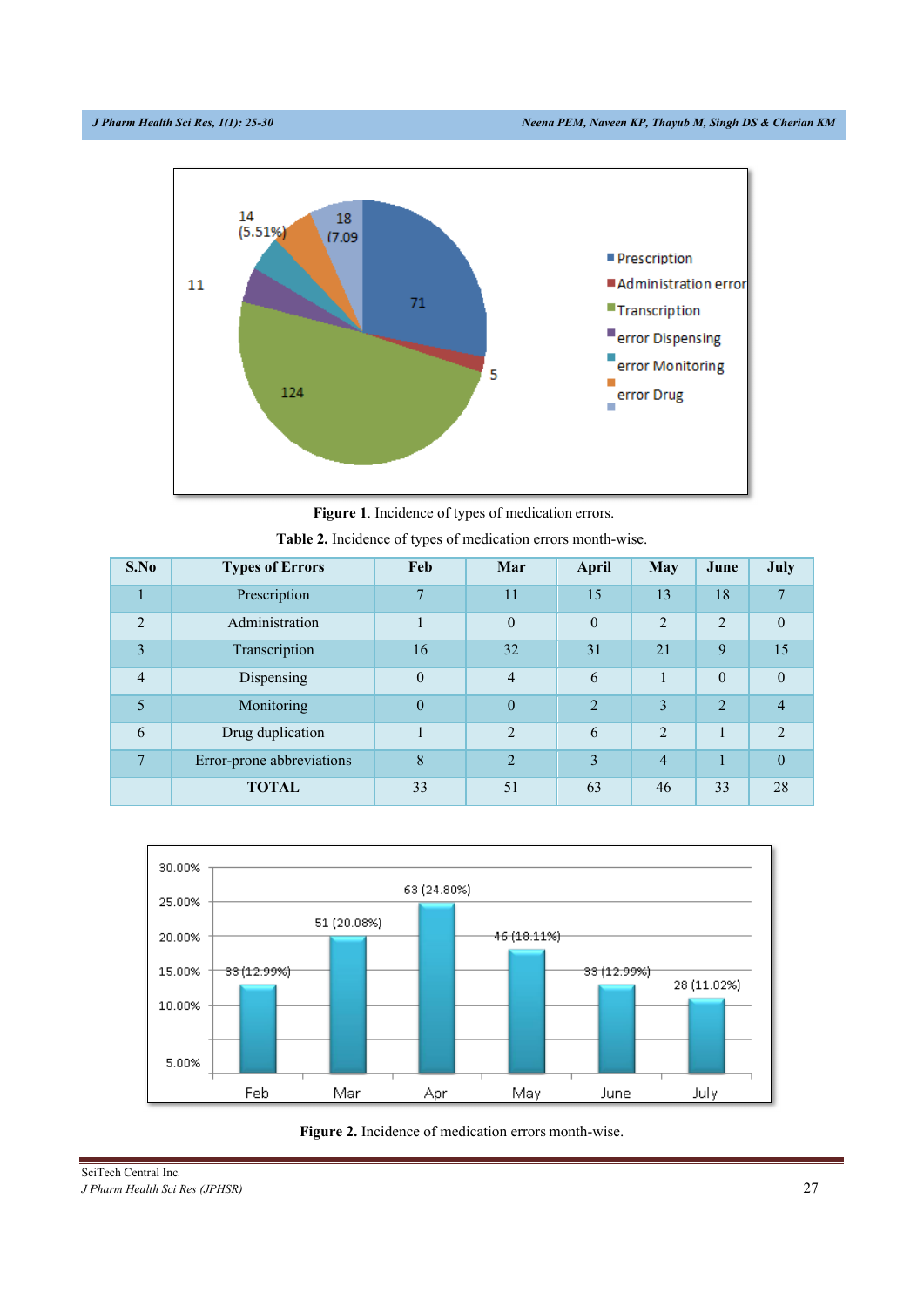**Figure 1**. Incidence of types of medication errors.

**Table 2.** Incidence of types of medication errors month-wise.

| S.No | Types of Errors | Feb | Mar | April | May | June | July |
|---|---|---|---|---|---|---|---|
| 1 | Prescription | 7 | 11 | 15 | 13 | 18 | 7 |
| 2 | Administration | 1 | 0 | 0 | 2 | 2 | 0 |
| 3 | Transcription | 16 | 32 | 31 | 21 | 9 | 15 |
| 4 | Dispensing | 0 | 4 | 6 | 1 | 0 | 0 |
| 5 | Monitoring | 0 | 0 | 2 | 3 | 2 | 4 |
| 6 | Drug duplication | 1 | 2 | 6 | 2 | 1 | 2 |
| 7 | Error-prone abbreviations | 8 | 2 | 3 | 4 | 1 | 0 |
|  | **TOTAL** | 33 | 51 | 63 | 46 | 33 | 28 |

**Figure 2.** Incidence of medication errors month-wise.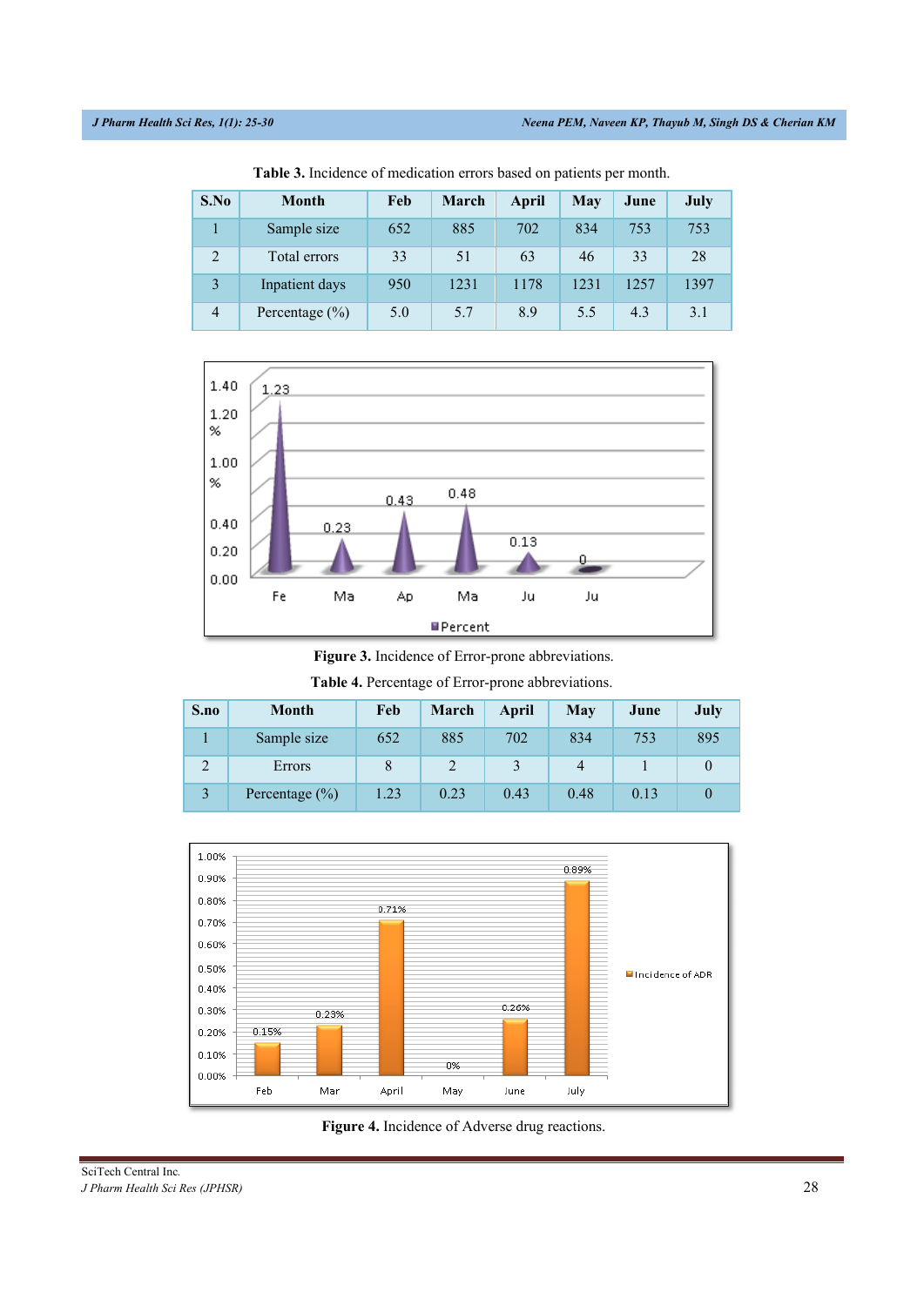**Table 3.** Incidence of medication errors based on patients per month.

| S.No | Month | Feb | March | April | May | June | July |
|---|---|---|---|---|---|---|---|
| 1 | Sample size | 652 | 885 | 702 | 834 | 753 | 753 |
| 2 | Total errors | 33 | 51 | 63 | 46 | 33 | 28 |
| 3 | Inpatient days | 950 | 1231 | 1178 | 1231 | 1257 | 1397 |
| 4 | Percentage (%) | 5.0 | 5.7 | 8.9 | 5.5 | 4.3 | 3.1 |

**Figure 3.** Incidence of Error-prone abbreviations.

**Table 4.** Percentage of Error-prone abbreviations.

| S.no | Month | Feb | March | April | May | June | July |
|---|---|---|---|---|---|---|---|
| 1 | Sample size | 652 | 885 | 702 | 834 | 753 | 895 |
| 2 | Errors | 8 | 2 | 3 | 4 | 1 | 0 |
| 3 | Percentage (%) | 1.23 | 0.23 | 0.43 | 0.48 | 0.13 | 0 |

**Figure 4.** Incidence of Adverse drug reactions.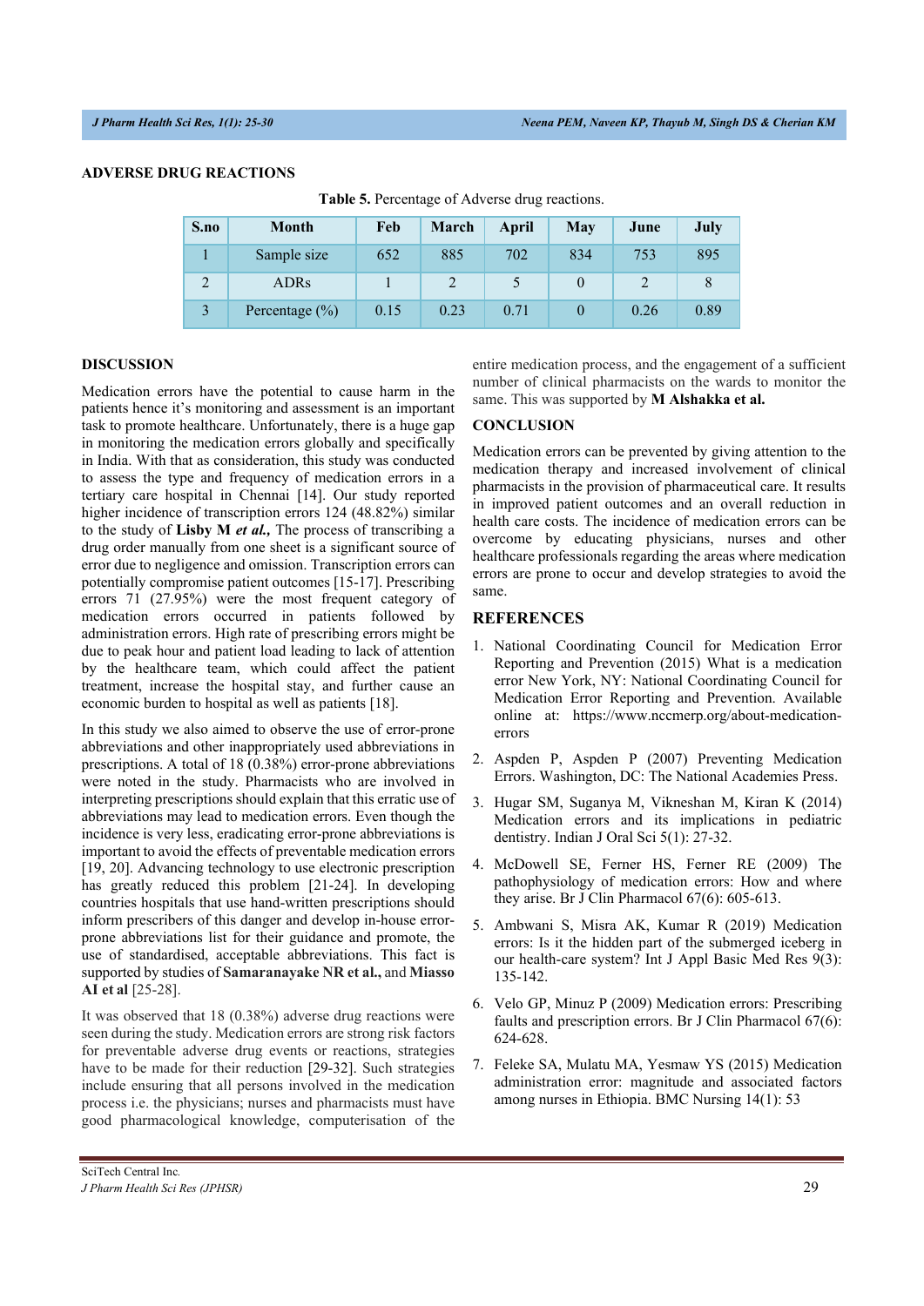## ADVERSE DRUG REACTIONS

**Table 5.** Percentage of Adverse drug reactions.

| S.no | Month | Feb | March | April | May | June | July |
|---|---|---|---|---|---|---|---|
| 1 | Sample size | 652 | 885 | 702 | 834 | 753 | 895 |
| 2 | ADRs | 1 | 2 | 5 | 0 | 2 | 8 |
| 3 | Percentage (%) | 0.15 | 0.23 | 0.71 | 0 | 0.26 | 0.89 |

## DISCUSSION

Medication errors have the potential to cause harm in the patients hence it's monitoring and assessment is an important task to promote healthcare. Unfortunately, there is a huge gap in monitoring the medication errors globally and specifically in India. With that as consideration, this study was conducted to assess the type and frequency of medication errors in a tertiary care hospital in Chennai [14]. Our study reported higher incidence of transcription errors 124 (48.82%) similar to the study of **Lisby M *et al.,*** The process of transcribing a drug order manually from one sheet is a significant source of error due to negligence and omission. Transcription errors can potentially compromise patient outcomes [15-17]. Prescribing errors 71 (27.95%) were the most frequent category of medication errors occurred in patients followed by administration errors. High rate of prescribing errors might be due to peak hour and patient load leading to lack of attention by the healthcare team, which could affect the patient treatment, increase the hospital stay, and further cause an economic burden to hospital as well as patients [18].

In this study we also aimed to observe the use of error-prone abbreviations and other inappropriately used abbreviations in prescriptions. A total of 18 (0.38%) error-prone abbreviations were noted in the study. Pharmacists who are involved in interpreting prescriptions should explain that this erratic use of abbreviations may lead to medication errors. Even though the incidence is very less, eradicating error-prone abbreviations is important to avoid the effects of preventable medication errors [19, 20]. Advancing technology to use electronic prescription has greatly reduced this problem [21-24]. In developing countries hospitals that use hand-written prescriptions should inform prescribers of this danger and develop in-house error-prone abbreviations list for their guidance and promote, the use of standardised, acceptable abbreviations. This fact is supported by studies of **Samaranayake NR et al.,** and **Miasso AI et al** [25-28].

It was observed that 18 (0.38%) adverse drug reactions were seen during the study. Medication errors are strong risk factors for preventable adverse drug events or reactions, strategies have to be made for their reduction [29-32]. Such strategies include ensuring that all persons involved in the medication process i.e. the physicians; nurses and pharmacists must have good pharmacological knowledge, computerisation of the entire medication process, and the engagement of a sufficient number of clinical pharmacists on the wards to monitor the same. This was supported by **M Alshakka et al.**

## CONCLUSION

Medication errors can be prevented by giving attention to the medication therapy and increased involvement of clinical pharmacists in the provision of pharmaceutical care. It results in improved patient outcomes and an overall reduction in health care costs. The incidence of medication errors can be overcome by educating physicians, nurses and other healthcare professionals regarding the areas where medication errors are prone to occur and develop strategies to avoid the same.

## REFERENCES

1. National Coordinating Council for Medication Error Reporting and Prevention (2015) What is a medication error New York, NY: National Coordinating Council for Medication Error Reporting and Prevention. Available online at: https://www.nccmerp.org/about-medication-errors
2. Aspden P, Aspden P (2007) Preventing Medication Errors. Washington, DC: The National Academies Press.
3. Hugar SM, Suganya M, Vikneshan M, Kiran K (2014) Medication errors and its implications in pediatric dentistry. Indian J Oral Sci 5(1): 27-32.
4. McDowell SE, Ferner HS, Ferner RE (2009) The pathophysiology of medication errors: How and where they arise. Br J Clin Pharmacol 67(6): 605-613.
5. Ambwani S, Misra AK, Kumar R (2019) Medication errors: Is it the hidden part of the submerged iceberg in our health-care system? Int J Appl Basic Med Res 9(3): 135-142.
6. Velo GP, Minuz P (2009) Medication errors: Prescribing faults and prescription errors. Br J Clin Pharmacol 67(6): 624-628.
7. Feleke SA, Mulatu MA, Yesmaw YS (2015) Medication administration error: magnitude and associated factors among nurses in Ethiopia. BMC Nursing 14(1): 53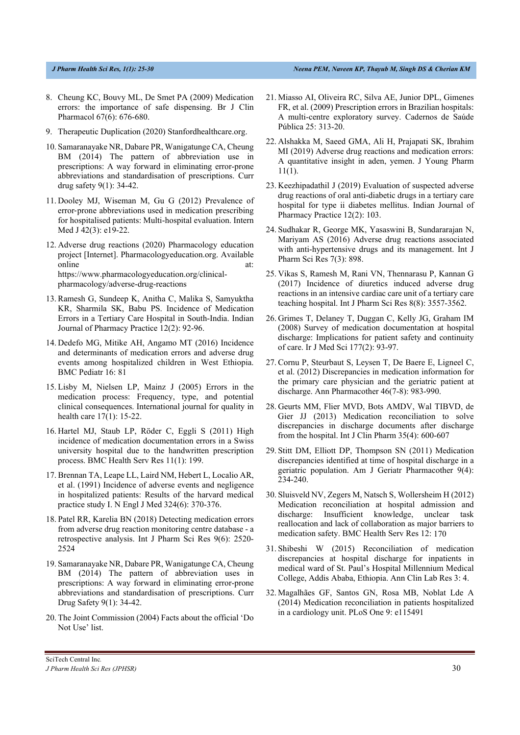8. Cheung KC, Bouvy ML, De Smet PA (2009) Medication errors: the importance of safe dispensing. Br J Clin Pharmacol 67(6): 676-680.
9. Therapeutic Duplication (2020) Stanfordhealthcare.org.
10. Samaranayake NR, Dabare PR, Wanigatunge CA, Cheung BM (2014) The pattern of abbreviation use in prescriptions: A way forward in eliminating error-prone abbreviations and standardisation of prescriptions. Curr drug safety 9(1): 34-42.
11. Dooley MJ, Wiseman M, Gu G (2012) Prevalence of error-prone abbreviations used in medication prescribing for hospitalised patients: Multi-hospital evaluation. Intern Med J 42(3): e19-22.
12. Adverse drug reactions (2020) Pharmacology education project [Internet]. Pharmacologyeducation.org. Available online at: https://www.pharmacologyeducation.org/clinical-pharmacology/adverse-drug-reactions
13. Ramesh G, Sundeep K, Anitha C, Malika S, Samyuktha KR, Sharmila SK, Babu PS. Incidence of Medication Errors in a Tertiary Care Hospital in South-India. Indian Journal of Pharmacy Practice 12(2): 92-96.
14. Dedefo MG, Mitike AH, Angamo MT (2016) Incidence and determinants of medication errors and adverse drug events among hospitalized children in West Ethiopia. BMC Pediatr 16: 81
15. Lisby M, Nielsen LP, Mainz J (2005) Errors in the medication process: Frequency, type, and potential clinical consequences. International journal for quality in health care 17(1): 15-22.
16. Hartel MJ, Staub LP, Röder C, Eggli S (2011) High incidence of medication documentation errors in a Swiss university hospital due to the handwritten prescription process. BMC Health Serv Res 11(1): 199.
17. Brennan TA, Leape LL, Laird NM, Hebert L, Localio AR, et al. (1991) Incidence of adverse events and negligence in hospitalized patients: Results of the harvard medical practice study I. N Engl J Med 324(6): 370-376.
18. Patel RR, Karelia BN (2018) Detecting medication errors from adverse drug reaction monitoring centre database - a retrospective analysis. Int J Pharm Sci Res 9(6): 2520-2524
19. Samaranayake NR, Dabare PR, Wanigatunge CA, Cheung BM (2014) The pattern of abbreviation uses in prescriptions: A way forward in eliminating error-prone abbreviations and standardisation of prescriptions. Curr Drug Safety 9(1): 34-42.
20. The Joint Commission (2004) Facts about the official 'Do Not Use' list.
21. Miasso AI, Oliveira RC, Silva AE, Junior DPL, Gimenes FR, et al. (2009) Prescription errors in Brazilian hospitals: A multi-centre exploratory survey. Cadernos de Saúde Pública 25: 313-20.
22. Alshakka M, Saeed GMA, Ali H, Prajapati SK, Ibrahim MI (2019) Adverse drug reactions and medication errors: A quantitative insight in aden, yemen. J Young Pharm 11(1).
23. Keezhipadathil J (2019) Evaluation of suspected adverse drug reactions of oral anti-diabetic drugs in a tertiary care hospital for type ii diabetes mellitus. Indian Journal of Pharmacy Practice 12(2): 103.
24. Sudhakar R, George MK, Yasaswini B, Sundararajan N, Mariyam AS (2016) Adverse drug reactions associated with anti-hypertensive drugs and its management. Int J Pharm Sci Res 7(3): 898.
25. Vikas S, Ramesh M, Rani VN, Thennarasu P, Kannan G (2017) Incidence of diuretics induced adverse drug reactions in an intensive cardiac care unit of a tertiary care teaching hospital. Int J Pharm Sci Res 8(8): 3557-3562.
26. Grimes T, Delaney T, Duggan C, Kelly JG, Graham IM (2008) Survey of medication documentation at hospital discharge: Implications for patient safety and continuity of care. Ir J Med Sci 177(2): 93-97.
27. Cornu P, Steurbaut S, Leysen T, De Baere E, Ligneel C, et al. (2012) Discrepancies in medication information for the primary care physician and the geriatric patient at discharge. Ann Pharmacother 46(7-8): 983-990.
28. Geurts MM, Flier MVD, Bots AMDV, Wal TIBVD, de Gier JJ (2013) Medication reconciliation to solve discrepancies in discharge documents after discharge from the hospital. Int J Clin Pharm 35(4): 600-607
29. Stitt DM, Elliott DP, Thompson SN (2011) Medication discrepancies identified at time of hospital discharge in a geriatric population. Am J Geriatr Pharmacother 9(4): 234-240.
30. Sluisveld NV, Zegers M, Natsch S, Wollersheim H (2012) Medication reconciliation at hospital admission and discharge: Insufficient knowledge, unclear task reallocation and lack of collaboration as major barriers to medication safety. BMC Health Serv Res 12: 170
31. Shibeshi W (2015) Reconciliation of medication discrepancies at hospital discharge for inpatients in medical ward of St. Paul's Hospital Millennium Medical College, Addis Ababa, Ethiopia. Ann Clin Lab Res 3: 4.
32. Magalhães GF, Santos GN, Rosa MB, Noblat Lde A (2014) Medication reconciliation in patients hospitalized in a cardiology unit. PLoS One 9: e115491